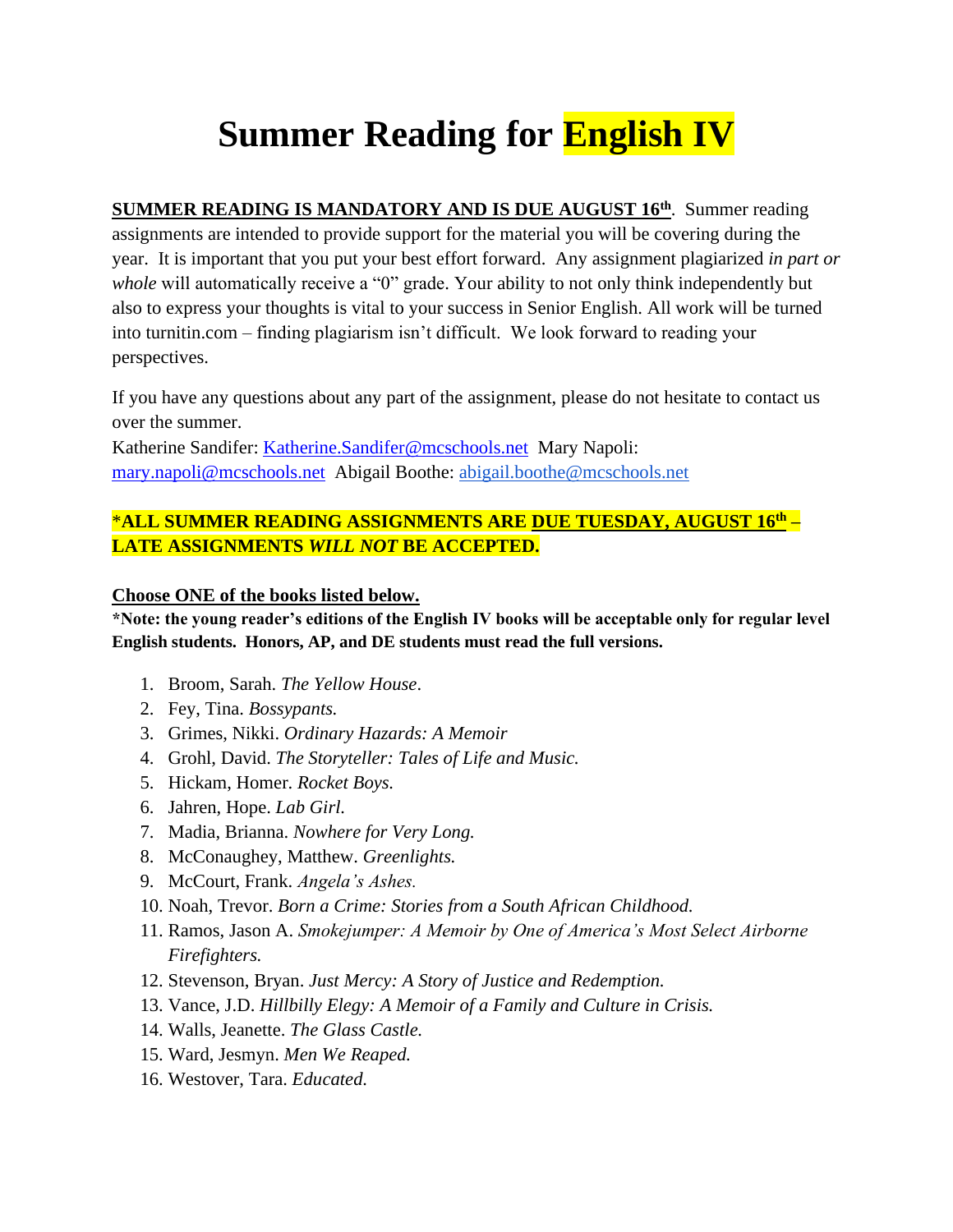# Summary Reading for English IV

**SUMMER READING IS MANDATORY AND IS DUE AUGUST 16th**. Summer reading assignments are intended to provide support for the material you will be covering during the year. It is important that you put your best effort forward. Any assignment plagiarized *in part or whole* will automatically receive a "0" grade. Your ability to not only think independently but also to express your thoughts is vital to your success in Senior English. All work will be turned into turnitin.com – finding plagiarism isn't difficult. We look forward to reading your perspectives.

If you have any questions about any part of the assignment, please do not hesitate to contact us over the summer.
Katherine Sandifer: Katherine.Sandifer@mcschools.net Mary Napoli: mary.napoli@mcschools.net Abigail Boothe: abigail.boothe@mcschools.net

***ALL SUMMER READING ASSIGNMENTS ARE DUE TUESDAY, AUGUST 16th – LATE ASSIGNMENTS *WILL NOT* BE ACCEPTED.**

**Choose ONE of the books listed below.**
**\*Note: the young reader's editions of the English IV books will be acceptable only for regular level English students. Honors, AP, and DE students must read the full versions.**

1. Broom, Sarah. *The Yellow House*.
2. Fey, Tina. *Bossypants.*
3. Grimes, Nikki. *Ordinary Hazards: A Memoir*
4. Grohl, David. *The Storyteller: Tales of Life and Music.*
5. Hickam, Homer. *Rocket Boys.*
6. Jahren, Hope. *Lab Girl.*
7. Madia, Brianna. *Nowhere for Very Long.*
8. McConaughey, Matthew. *Greenlights.*
9. McCourt, Frank. *Angela's Ashes.*
10. Noah, Trevor. *Born a Crime: Stories from a South African Childhood.*
11. Ramos, Jason A. *Smokejumper: A Memoir by One of America's Most Select Airborne Firefighters.*
12. Stevenson, Bryan. *Just Mercy: A Story of Justice and Redemption.*
13. Vance, J.D. *Hillbilly Elegy: A Memoir of a Family and Culture in Crisis.*
14. Walls, Jeanette. *The Glass Castle.*
15. Ward, Jesmyn. *Men We Reaped.*
16. Westover, Tara. *Educated.*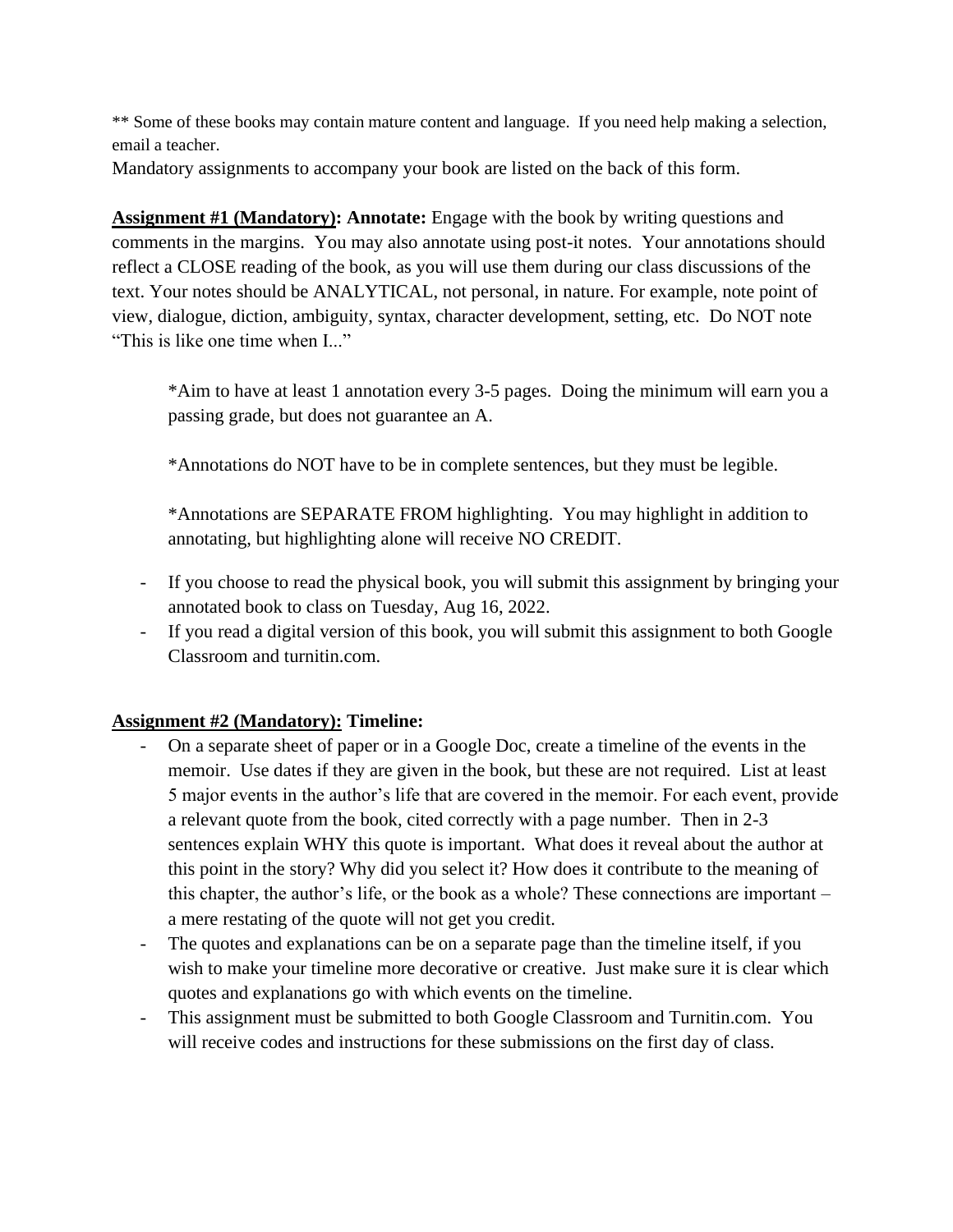** Some of these books may contain mature content and language. If you need help making a selection, email a teacher.

Mandatory assignments to accompany your book are listed on the back of this form.

**<u>Assignment #1 (Mandatory)</u>: Annotate:** Engage with the book by writing questions and comments in the margins. You may also annotate using post-it notes. Your annotations should reflect a CLOSE reading of the book, as you will use them during our class discussions of the text. Your notes should be ANALYTICAL, not personal, in nature. For example, note point of view, dialogue, diction, ambiguity, syntax, character development, setting, etc. Do NOT note "This is like one time when I..."

> *Aim to have at least 1 annotation every 3-5 pages. Doing the minimum will earn you a passing grade, but does not guarantee an A.
>
> *Annotations do NOT have to be in complete sentences, but they must be legible.
>
> *Annotations are SEPARATE FROM highlighting. You may highlight in addition to annotating, but highlighting alone will receive NO CREDIT.

- If you choose to read the physical book, you will submit this assignment by bringing your annotated book to class on Tuesday, Aug 16, 2022.
- If you read a digital version of this book, you will submit this assignment to both Google Classroom and turnitin.com.

**<u>Assignment #2 (Mandatory)</u>: Timeline:**

- On a separate sheet of paper or in a Google Doc, create a timeline of the events in the memoir. Use dates if they are given in the book, but these are not required. List at least 5 major events in the author's life that are covered in the memoir. For each event, provide a relevant quote from the book, cited correctly with a page number. Then in 2-3 sentences explain WHY this quote is important. What does it reveal about the author at this point in the story? Why did you select it? How does it contribute to the meaning of this chapter, the author's life, or the book as a whole? These connections are important – a mere restating of the quote will not get you credit.
- The quotes and explanations can be on a separate page than the timeline itself, if you wish to make your timeline more decorative or creative. Just make sure it is clear which quotes and explanations go with which events on the timeline.
- This assignment must be submitted to both Google Classroom and Turnitin.com. You will receive codes and instructions for these submissions on the first day of class.